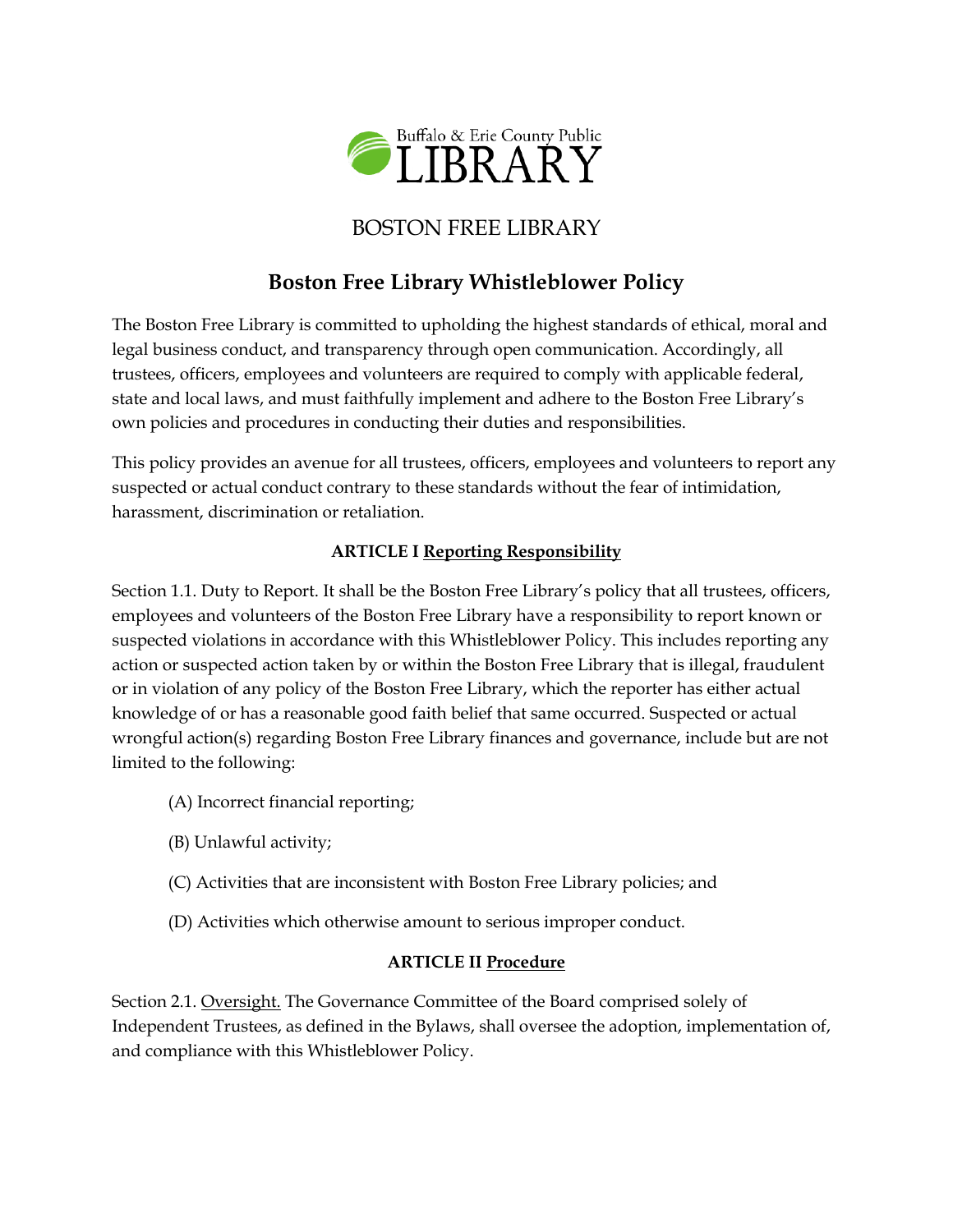Buffalo & Erie County Public LIBRARY

BOSTON FREE LIBRARY

# Boston Free Library Whistleblower Policy

The Boston Free Library is committed to upholding the highest standards of ethical, moral and legal business conduct, and transparency through open communication. Accordingly, all trustees, officers, employees and volunteers are required to comply with applicable federal, state and local laws, and must faithfully implement and adhere to the Boston Free Library's own policies and procedures in conducting their duties and responsibilities.

This policy provides an avenue for all trustees, officers, employees and volunteers to report any suspected or actual conduct contrary to these standards without the fear of intimidation, harassment, discrimination or retaliation.

**ARTICLE I Reporting Responsibility**

Section 1.1. Duty to Report. It shall be the Boston Free Library's policy that all trustees, officers, employees and volunteers of the Boston Free Library have a responsibility to report known or suspected violations in accordance with this Whistleblower Policy. This includes reporting any action or suspected action taken by or within the Boston Free Library that is illegal, fraudulent or in violation of any policy of the Boston Free Library, which the reporter has either actual knowledge of or has a reasonable good faith belief that same occurred. Suspected or actual wrongful action(s) regarding Boston Free Library finances and governance, include but are not limited to the following:

(A) Incorrect financial reporting;

(B) Unlawful activity;

(C) Activities that are inconsistent with Boston Free Library policies; and

(D) Activities which otherwise amount to serious improper conduct.

**ARTICLE II Procedure**

Section 2.1. Oversight. The Governance Committee of the Board comprised solely of Independent Trustees, as defined in the Bylaws, shall oversee the adoption, implementation of, and compliance with this Whistleblower Policy.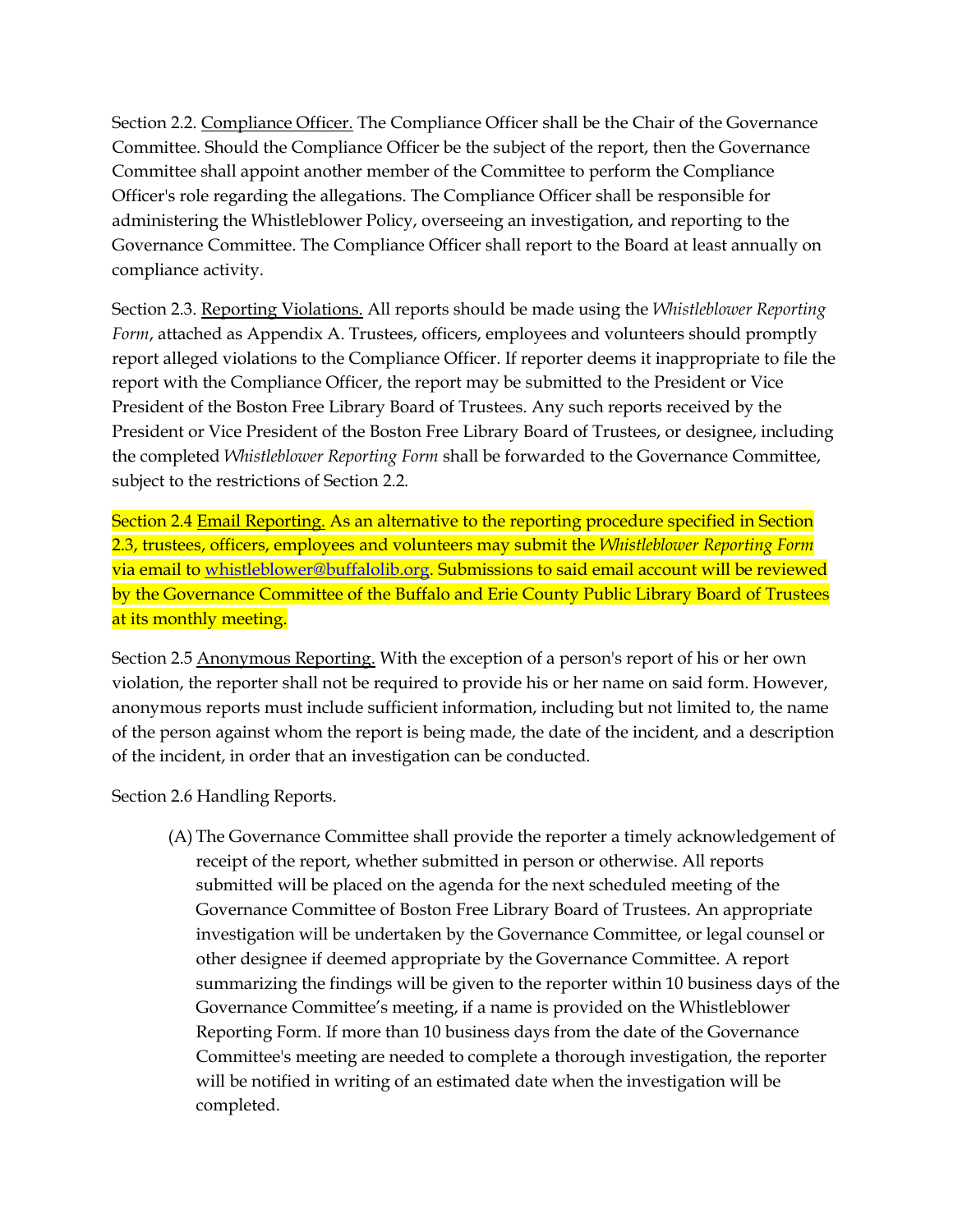Section 2.2. Compliance Officer. The Compliance Officer shall be the Chair of the Governance Committee. Should the Compliance Officer be the subject of the report, then the Governance Committee shall appoint another member of the Committee to perform the Compliance Officer's role regarding the allegations. The Compliance Officer shall be responsible for administering the Whistleblower Policy, overseeing an investigation, and reporting to the Governance Committee. The Compliance Officer shall report to the Board at least annually on compliance activity.

Section 2.3. Reporting Violations. All reports should be made using the *Whistleblower Reporting Form*, attached as Appendix A. Trustees, officers, employees and volunteers should promptly report alleged violations to the Compliance Officer. If reporter deems it inappropriate to file the report with the Compliance Officer, the report may be submitted to the President or Vice President of the Boston Free Library Board of Trustees. Any such reports received by the President or Vice President of the Boston Free Library Board of Trustees, or designee, including the completed *Whistleblower Reporting Form* shall be forwarded to the Governance Committee, subject to the restrictions of Section 2.2.

Section 2.4 Email Reporting. As an alternative to the reporting procedure specified in Section 2.3, trustees, officers, employees and volunteers may submit the *Whistleblower Reporting Form* via email to whistleblower@buffalolib.org. Submissions to said email account will be reviewed by the Governance Committee of the Buffalo and Erie County Public Library Board of Trustees at its monthly meeting.

Section 2.5 Anonymous Reporting. With the exception of a person's report of his or her own violation, the reporter shall not be required to provide his or her name on said form. However, anonymous reports must include sufficient information, including but not limited to, the name of the person against whom the report is being made, the date of the incident, and a description of the incident, in order that an investigation can be conducted.

Section 2.6 Handling Reports.

(A) The Governance Committee shall provide the reporter a timely acknowledgement of receipt of the report, whether submitted in person or otherwise. All reports submitted will be placed on the agenda for the next scheduled meeting of the Governance Committee of Boston Free Library Board of Trustees. An appropriate investigation will be undertaken by the Governance Committee, or legal counsel or other designee if deemed appropriate by the Governance Committee. A report summarizing the findings will be given to the reporter within 10 business days of the Governance Committee's meeting, if a name is provided on the Whistleblower Reporting Form. If more than 10 business days from the date of the Governance Committee's meeting are needed to complete a thorough investigation, the reporter will be notified in writing of an estimated date when the investigation will be completed.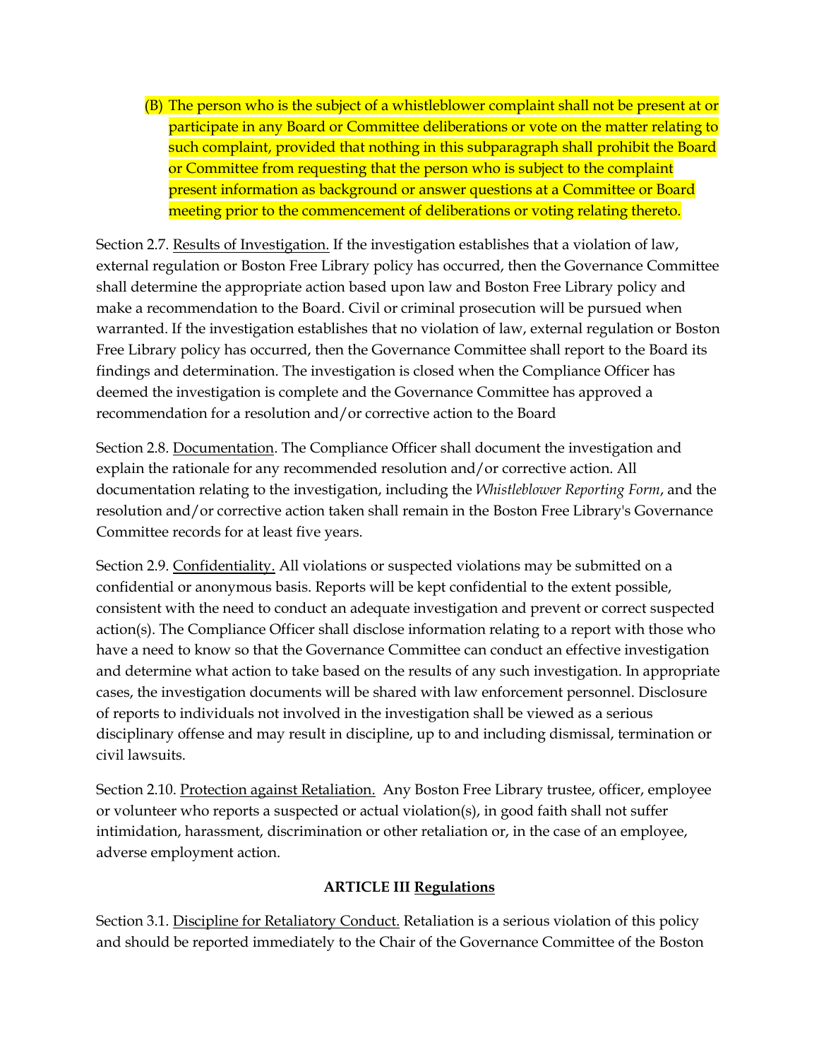(B) The person who is the subject of a whistleblower complaint shall not be present at or participate in any Board or Committee deliberations or vote on the matter relating to such complaint, provided that nothing in this subparagraph shall prohibit the Board or Committee from requesting that the person who is subject to the complaint present information as background or answer questions at a Committee or Board meeting prior to the commencement of deliberations or voting relating thereto.

Section 2.7. Results of Investigation. If the investigation establishes that a violation of law, external regulation or Boston Free Library policy has occurred, then the Governance Committee shall determine the appropriate action based upon law and Boston Free Library policy and make a recommendation to the Board. Civil or criminal prosecution will be pursued when warranted. If the investigation establishes that no violation of law, external regulation or Boston Free Library policy has occurred, then the Governance Committee shall report to the Board its findings and determination. The investigation is closed when the Compliance Officer has deemed the investigation is complete and the Governance Committee has approved a recommendation for a resolution and/or corrective action to the Board

Section 2.8. Documentation. The Compliance Officer shall document the investigation and explain the rationale for any recommended resolution and/or corrective action. All documentation relating to the investigation, including the *Whistleblower Reporting Form*, and the resolution and/or corrective action taken shall remain in the Boston Free Library's Governance Committee records for at least five years.

Section 2.9. Confidentiality. All violations or suspected violations may be submitted on a confidential or anonymous basis. Reports will be kept confidential to the extent possible, consistent with the need to conduct an adequate investigation and prevent or correct suspected action(s). The Compliance Officer shall disclose information relating to a report with those who have a need to know so that the Governance Committee can conduct an effective investigation and determine what action to take based on the results of any such investigation. In appropriate cases, the investigation documents will be shared with law enforcement personnel. Disclosure of reports to individuals not involved in the investigation shall be viewed as a serious disciplinary offense and may result in discipline, up to and including dismissal, termination or civil lawsuits.

Section 2.10. Protection against Retaliation. Any Boston Free Library trustee, officer, employee or volunteer who reports a suspected or actual violation(s), in good faith shall not suffer intimidation, harassment, discrimination or other retaliation or, in the case of an employee, adverse employment action.

**ARTICLE III Regulations**

Section 3.1. Discipline for Retaliatory Conduct. Retaliation is a serious violation of this policy and should be reported immediately to the Chair of the Governance Committee of the Boston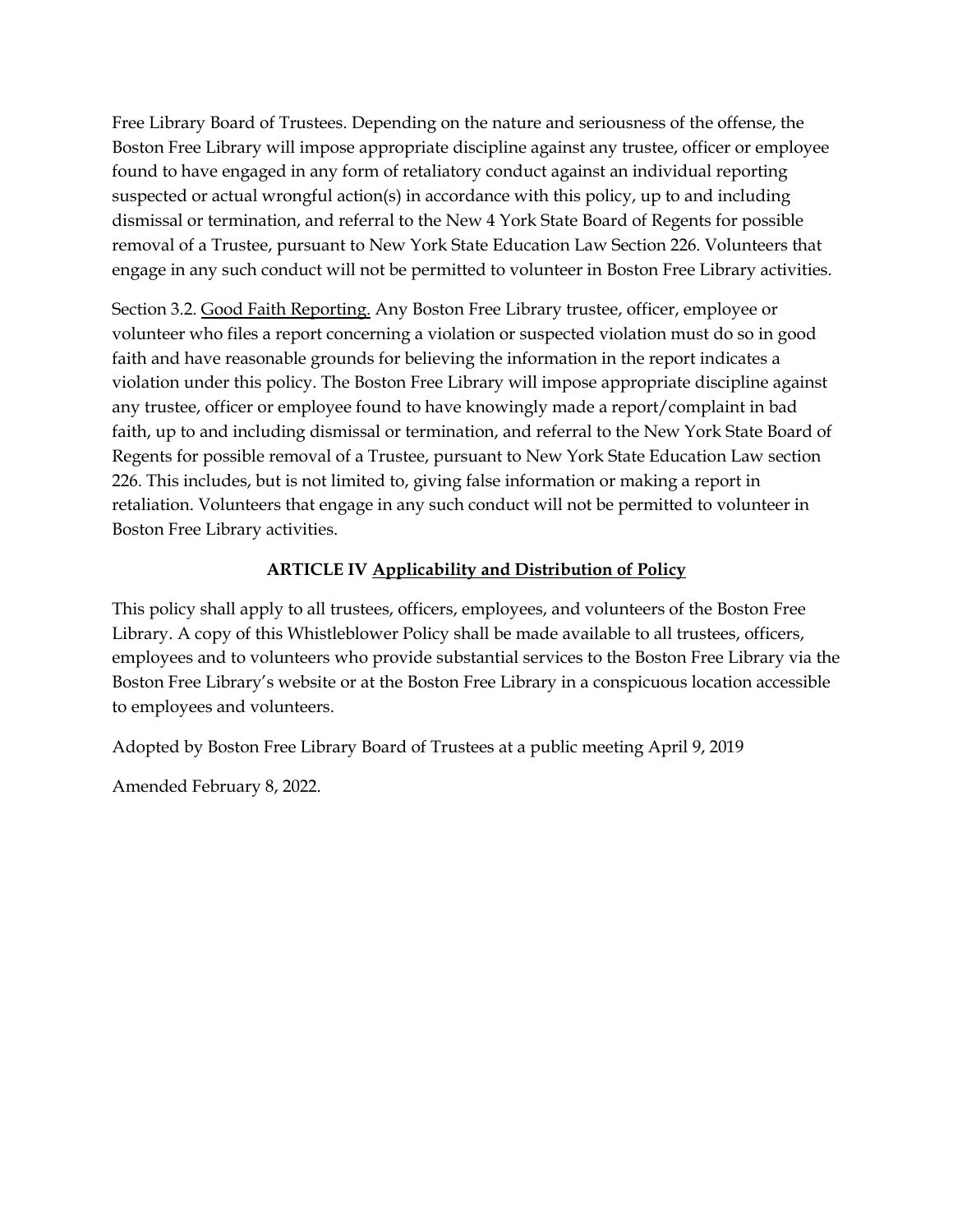Free Library Board of Trustees. Depending on the nature and seriousness of the offense, the Boston Free Library will impose appropriate discipline against any trustee, officer or employee found to have engaged in any form of retaliatory conduct against an individual reporting suspected or actual wrongful action(s) in accordance with this policy, up to and including dismissal or termination, and referral to the New 4 York State Board of Regents for possible removal of a Trustee, pursuant to New York State Education Law Section 226. Volunteers that engage in any such conduct will not be permitted to volunteer in Boston Free Library activities.

Section 3.2. <u>Good Faith Reporting.</u> Any Boston Free Library trustee, officer, employee or volunteer who files a report concerning a violation or suspected violation must do so in good faith and have reasonable grounds for believing the information in the report indicates a violation under this policy. The Boston Free Library will impose appropriate discipline against any trustee, officer or employee found to have knowingly made a report/complaint in bad faith, up to and including dismissal or termination, and referral to the New York State Board of Regents for possible removal of a Trustee, pursuant to New York State Education Law section 226. This includes, but is not limited to, giving false information or making a report in retaliation. Volunteers that engage in any such conduct will not be permitted to volunteer in Boston Free Library activities.

## ARTICLE IV <u>Applicability and Distribution of Policy</u>

This policy shall apply to all trustees, officers, employees, and volunteers of the Boston Free Library. A copy of this Whistleblower Policy shall be made available to all trustees, officers, employees and to volunteers who provide substantial services to the Boston Free Library via the Boston Free Library's website or at the Boston Free Library in a conspicuous location accessible to employees and volunteers.

Adopted by Boston Free Library Board of Trustees at a public meeting April 9, 2019

Amended February 8, 2022.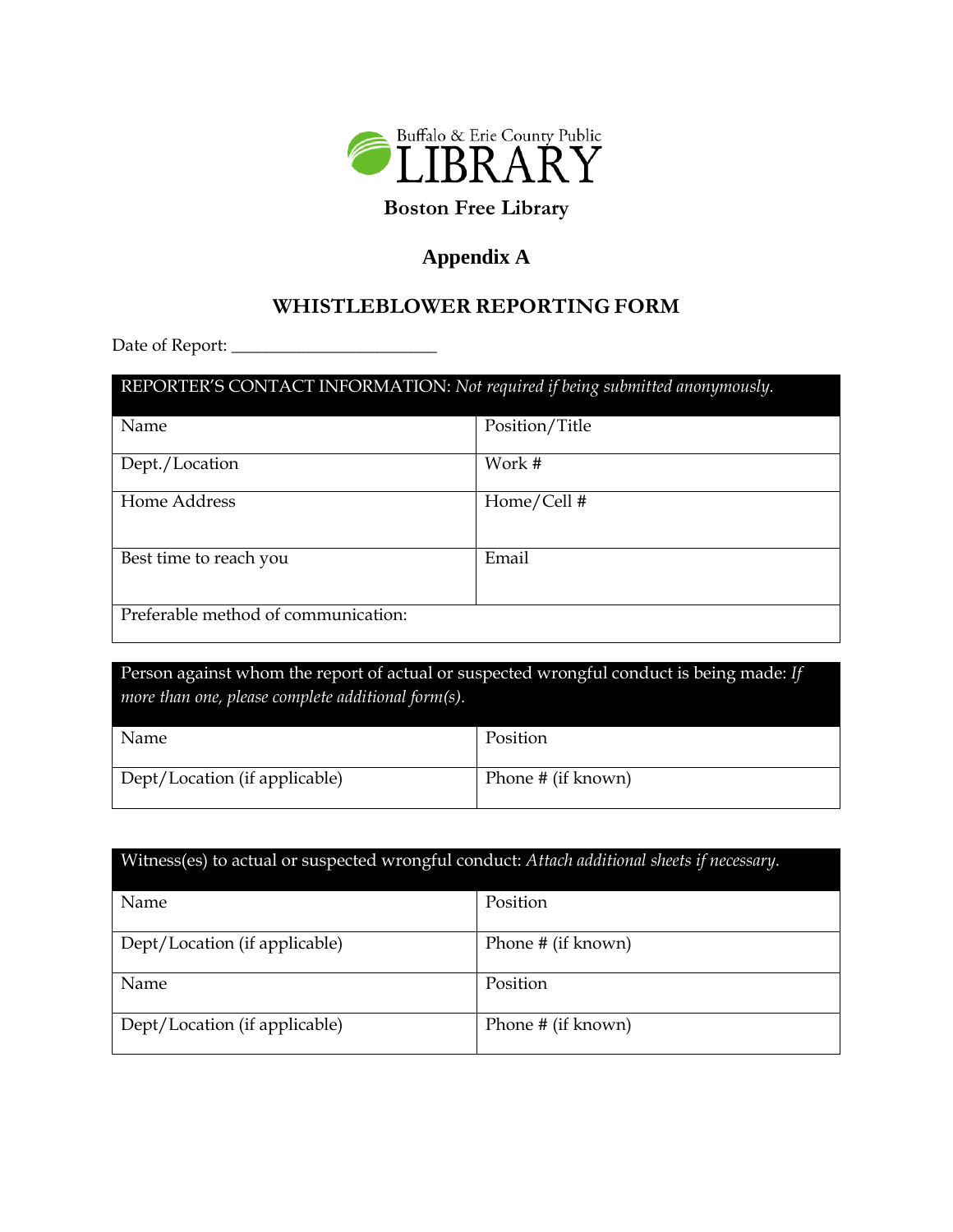Buffalo & Erie County Public LIBRARY

**Boston Free Library**

# Appendix A

## WHISTLEBLOWER REPORTING FORM

Date of Report: \_\_\_\_\_\_\_\_\_\_\_\_\_\_\_\_\_\_\_\_\_\_\_

| REPORTER'S CONTACT INFORMATION: *Not required if being submitted anonymously.* | |
|---|---|
| Name | Position/Title |
| Dept./Location | Work # |
| Home Address | Home/Cell # |
| Best time to reach you | Email |
| Preferable method of communication: | |

| Person against whom the report of actual or suspected wrongful conduct is being made: *If more than one, please complete additional form(s).* | |
|---|---|
| Name | Position |
| Dept/Location (if applicable) | Phone # (if known) |

| Witness(es) to actual or suspected wrongful conduct: *Attach additional sheets if necessary.* | |
|---|---|
| Name | Position |
| Dept/Location (if applicable) | Phone # (if known) |
| Name | Position |
| Dept/Location (if applicable) | Phone # (if known) |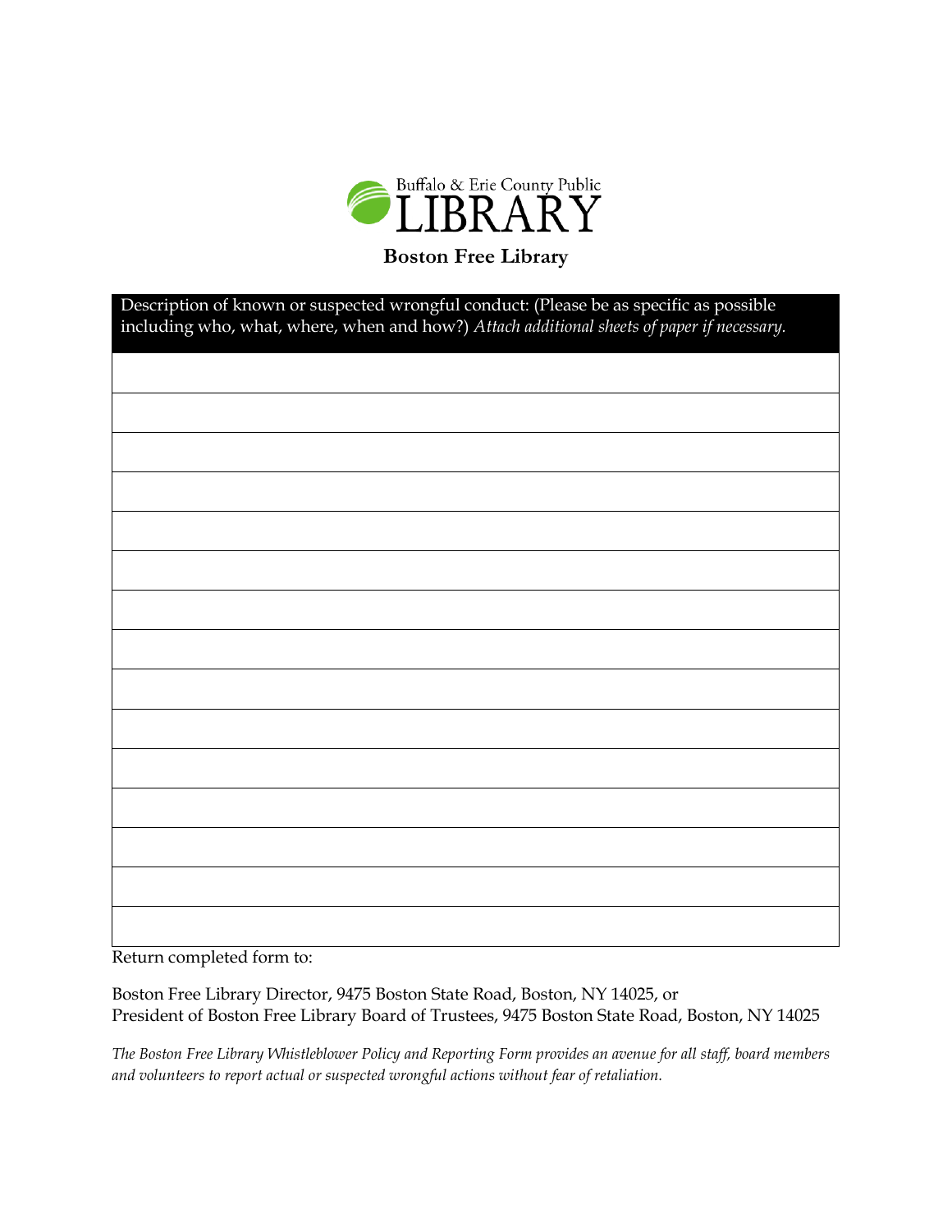Buffalo & Erie County Public

LIBRARY

**Boston Free Library**

| Description of known or suspected wrongful conduct: (Please be as specific as possible including who, what, where, when and how?) *Attach additional sheets of paper if necessary.* |
|---|
| |
| |
| |
| |
| |
| |
| |
| |
| |
| |
| |
| |
| |
| |
| |

Return completed form to:

Boston Free Library Director, 9475 Boston State Road, Boston, NY 14025, or
President of Boston Free Library Board of Trustees, 9475 Boston State Road, Boston, NY 14025

*The Boston Free Library Whistleblower Policy and Reporting Form provides an avenue for all staff, board members and volunteers to report actual or suspected wrongful actions without fear of retaliation.*